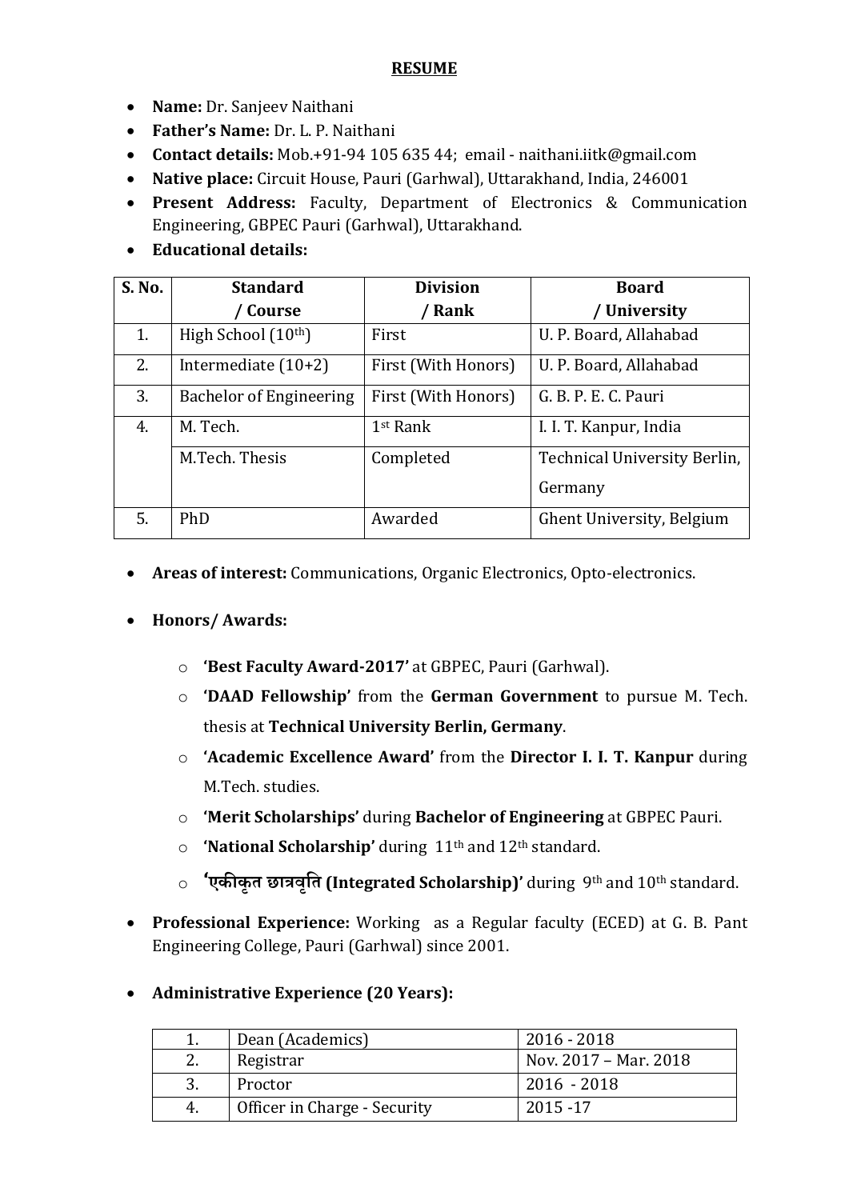# RESUME

- **Name:** Dr. Sanjeev Naithani
- **Father's Name:** Dr. L. P. Naithani
- **Contact details:** Mob.+91-94 105 635 44; email - naithani.iitk@gmail.com
- **Native place:** Circuit House, Pauri (Garhwal), Uttarakhand, India, 246001
- **Present Address:** Faculty, Department of Electronics & Communication Engineering, GBPEC Pauri (Garhwal), Uttarakhand.
- **Educational details:**

| S. No. | Standard / Course | Division / Rank | Board / University |
|---|---|---|---|
| 1. | High School (10th) | First | U. P. Board, Allahabad |
| 2. | Intermediate (10+2) | First (With Honors) | U. P. Board, Allahabad |
| 3. | Bachelor of Engineering | First (With Honors) | G. B. P. E. C. Pauri |
| 4. | M. Tech. | 1st Rank | I. I. T. Kanpur, India |
| | M.Tech. Thesis | Completed | Technical University Berlin, Germany |
| 5. | PhD | Awarded | Ghent University, Belgium |

- **Areas of interest:** Communications, Organic Electronics, Opto-electronics.

- **Honors/ Awards:**
    - **'Best Faculty Award-2017'** at GBPEC, Pauri (Garhwal).
    - **'DAAD Fellowship'** from the **German Government** to pursue M. Tech. thesis at **Technical University Berlin, Germany**.
    - **'Academic Excellence Award'** from the **Director I. I. T. Kanpur** during M.Tech. studies.
    - **'Merit Scholarships'** during **Bachelor of Engineering** at GBPEC Pauri.
    - **'National Scholarship'** during 11th and 12th standard.
    - **'एकीकृत छात्रवृति (Integrated Scholarship)'** during 9th and 10th standard.

- **Professional Experience:** Working as a Regular faculty (ECED) at G. B. Pant Engineering College, Pauri (Garhwal) since 2001.

- **Administrative Experience (20 Years):**

| | | |
|---|---|---|
| 1. | Dean (Academics) | 2016 - 2018 |
| 2. | Registrar | Nov. 2017 – Mar. 2018 |
| 3. | Proctor | 2016 - 2018 |
| 4. | Officer in Charge - Security | 2015 -17 |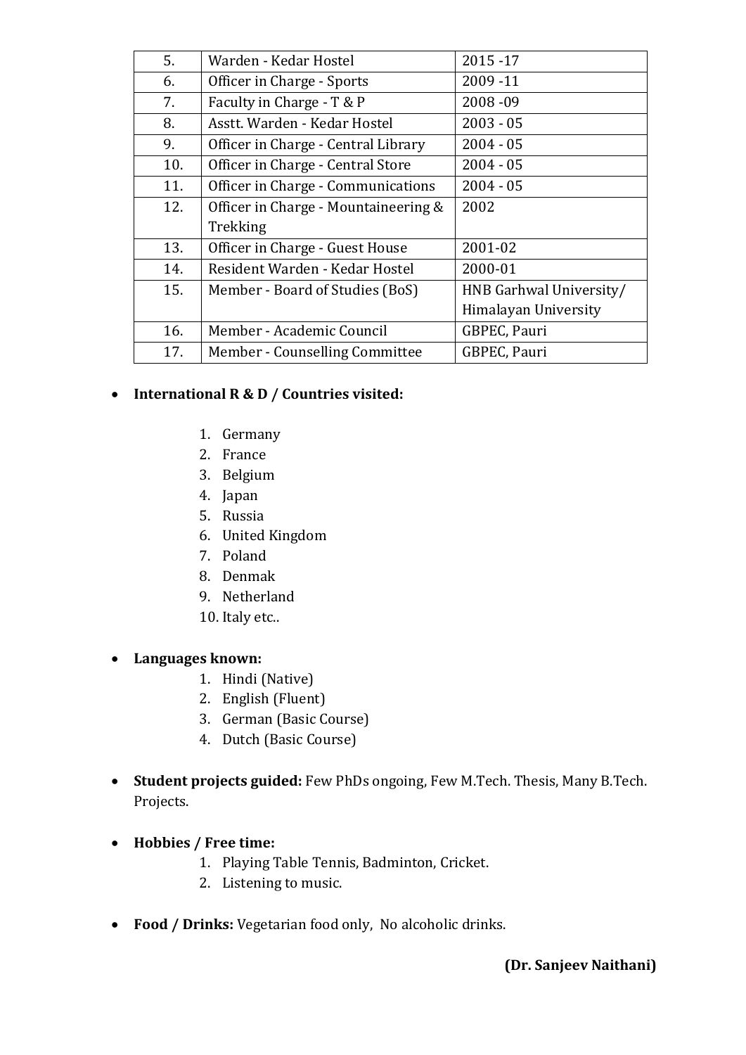| | | |
|---|---|---|
| 5. | Warden - Kedar Hostel | 2015 -17 |
| 6. | Officer in Charge - Sports | 2009 -11 |
| 7. | Faculty in Charge - T & P | 2008 -09 |
| 8. | Asstt. Warden - Kedar Hostel | 2003 - 05 |
| 9. | Officer in Charge - Central Library | 2004 - 05 |
| 10. | Officer in Charge - Central Store | 2004 - 05 |
| 11. | Officer in Charge - Communications | 2004 - 05 |
| 12. | Officer in Charge - Mountaineering & Trekking | 2002 |
| 13. | Officer in Charge - Guest House | 2001-02 |
| 14. | Resident Warden - Kedar Hostel | 2000-01 |
| 15. | Member - Board of Studies (BoS) | HNB Garhwal University/ Himalayan University |
| 16. | Member - Academic Council | GBPEC, Pauri |
| 17. | Member - Counselling Committee | GBPEC, Pauri |

- **International R & D / Countries visited:**
  1. Germany
  2. France
  3. Belgium
  4. Japan
  5. Russia
  6. United Kingdom
  7. Poland
  8. Denmak
  9. Netherland
  10. Italy etc..

- **Languages known:**
  1. Hindi (Native)
  2. English (Fluent)
  3. German (Basic Course)
  4. Dutch (Basic Course)

- **Student projects guided:** Few PhDs ongoing, Few M.Tech. Thesis, Many B.Tech. Projects.

- **Hobbies / Free time:**
  1. Playing Table Tennis, Badminton, Cricket.
  2. Listening to music.

- **Food / Drinks:** Vegetarian food only, No alcoholic drinks.

**(Dr. Sanjeev Naithani)**